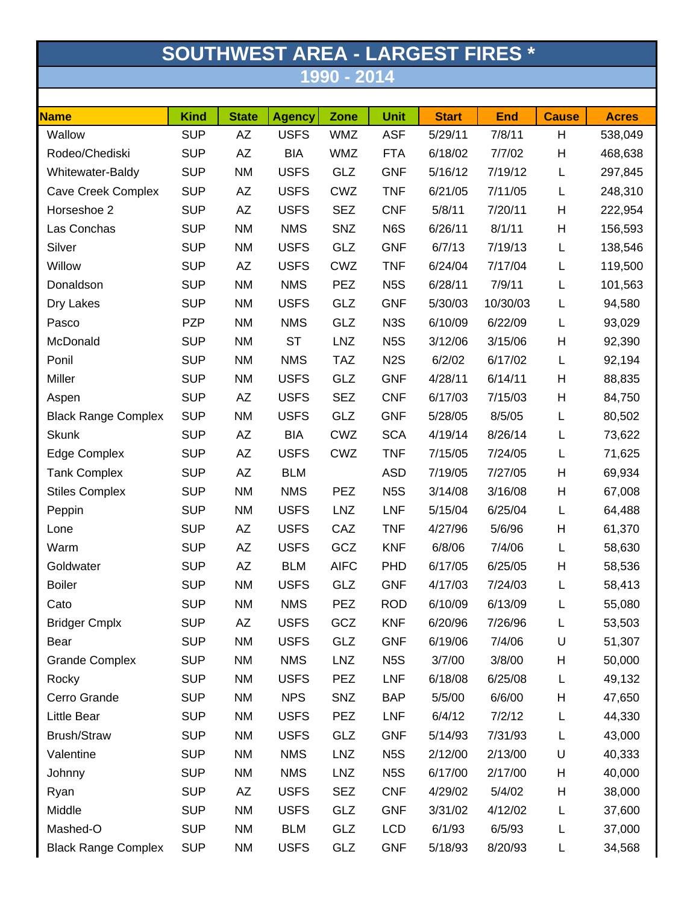# SOUTHWEST AREA - LARGEST FIRES *

## 1990 - 2014

| Name | Kind | State | Agency | Zone | Unit | Start | End | Cause | Acres |
|---|---|---|---|---|---|---|---|---|---|
| Wallow | SUP | AZ | USFS | WMZ | ASF | 5/29/11 | 7/8/11 | H | 538,049 |
| Rodeo/Chediski | SUP | AZ | BIA | WMZ | FTA | 6/18/02 | 7/7/02 | H | 468,638 |
| Whitewater-Baldy | SUP | NM | USFS | GLZ | GNF | 5/16/12 | 7/19/12 | L | 297,845 |
| Cave Creek Complex | SUP | AZ | USFS | CWZ | TNF | 6/21/05 | 7/11/05 | L | 248,310 |
| Horseshoe 2 | SUP | AZ | USFS | SEZ | CNF | 5/8/11 | 7/20/11 | H | 222,954 |
| Las Conchas | SUP | NM | NMS | SNZ | N6S | 6/26/11 | 8/1/11 | H | 156,593 |
| Silver | SUP | NM | USFS | GLZ | GNF | 6/7/13 | 7/19/13 | L | 138,546 |
| Willow | SUP | AZ | USFS | CWZ | TNF | 6/24/04 | 7/17/04 | L | 119,500 |
| Donaldson | SUP | NM | NMS | PEZ | N5S | 6/28/11 | 7/9/11 | L | 101,563 |
| Dry Lakes | SUP | NM | USFS | GLZ | GNF | 5/30/03 | 10/30/03 | L | 94,580 |
| Pasco | PZP | NM | NMS | GLZ | N3S | 6/10/09 | 6/22/09 | L | 93,029 |
| McDonald | SUP | NM | ST | LNZ | N5S | 3/12/06 | 3/15/06 | H | 92,390 |
| Ponil | SUP | NM | NMS | TAZ | N2S | 6/2/02 | 6/17/02 | L | 92,194 |
| Miller | SUP | NM | USFS | GLZ | GNF | 4/28/11 | 6/14/11 | H | 88,835 |
| Aspen | SUP | AZ | USFS | SEZ | CNF | 6/17/03 | 7/15/03 | H | 84,750 |
| Black Range Complex | SUP | NM | USFS | GLZ | GNF | 5/28/05 | 8/5/05 | L | 80,502 |
| Skunk | SUP | AZ | BIA | CWZ | SCA | 4/19/14 | 8/26/14 | L | 73,622 |
| Edge Complex | SUP | AZ | USFS | CWZ | TNF | 7/15/05 | 7/24/05 | L | 71,625 |
| Tank Complex | SUP | AZ | BLM | | ASD | 7/19/05 | 7/27/05 | H | 69,934 |
| Stiles Complex | SUP | NM | NMS | PEZ | N5S | 3/14/08 | 3/16/08 | H | 67,008 |
| Peppin | SUP | NM | USFS | LNZ | LNF | 5/15/04 | 6/25/04 | L | 64,488 |
| Lone | SUP | AZ | USFS | CAZ | TNF | 4/27/96 | 5/6/96 | H | 61,370 |
| Warm | SUP | AZ | USFS | GCZ | KNF | 6/8/06 | 7/4/06 | L | 58,630 |
| Goldwater | SUP | AZ | BLM | AIFC | PHD | 6/17/05 | 6/25/05 | H | 58,536 |
| Boiler | SUP | NM | USFS | GLZ | GNF | 4/17/03 | 7/24/03 | L | 58,413 |
| Cato | SUP | NM | NMS | PEZ | ROD | 6/10/09 | 6/13/09 | L | 55,080 |
| Bridger Cmplx | SUP | AZ | USFS | GCZ | KNF | 6/20/96 | 7/26/96 | L | 53,503 |
| Bear | SUP | NM | USFS | GLZ | GNF | 6/19/06 | 7/4/06 | U | 51,307 |
| Grande Complex | SUP | NM | NMS | LNZ | N5S | 3/7/00 | 3/8/00 | H | 50,000 |
| Rocky | SUP | NM | USFS | PEZ | LNF | 6/18/08 | 6/25/08 | L | 49,132 |
| Cerro Grande | SUP | NM | NPS | SNZ | BAP | 5/5/00 | 6/6/00 | H | 47,650 |
| Little Bear | SUP | NM | USFS | PEZ | LNF | 6/4/12 | 7/2/12 | L | 44,330 |
| Brush/Straw | SUP | NM | USFS | GLZ | GNF | 5/14/93 | 7/31/93 | L | 43,000 |
| Valentine | SUP | NM | NMS | LNZ | N5S | 2/12/00 | 2/13/00 | U | 40,333 |
| Johnny | SUP | NM | NMS | LNZ | N5S | 6/17/00 | 2/17/00 | H | 40,000 |
| Ryan | SUP | AZ | USFS | SEZ | CNF | 4/29/02 | 5/4/02 | H | 38,000 |
| Middle | SUP | NM | USFS | GLZ | GNF | 3/31/02 | 4/12/02 | L | 37,600 |
| Mashed-O | SUP | NM | BLM | GLZ | LCD | 6/1/93 | 6/5/93 | L | 37,000 |
| Black Range Complex | SUP | NM | USFS | GLZ | GNF | 5/18/93 | 8/20/93 | L | 34,568 |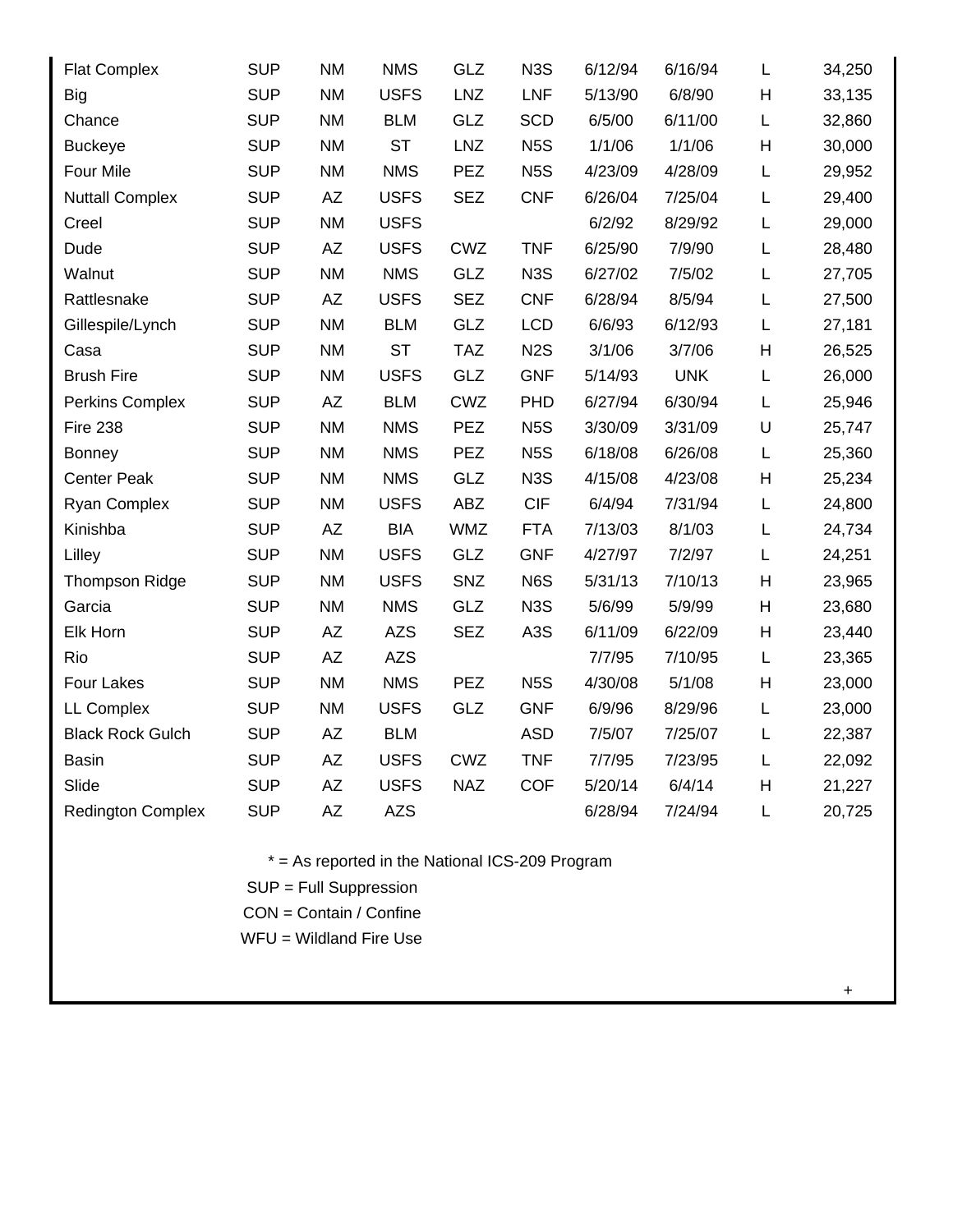| | | | | | | | | | |
|---|---|---|---|---|---|---|---|---|---|
| Flat Complex | SUP | NM | NMS | GLZ | N3S | 6/12/94 | 6/16/94 | L | 34,250 |
| Big | SUP | NM | USFS | LNZ | LNF | 5/13/90 | 6/8/90 | H | 33,135 |
| Chance | SUP | NM | BLM | GLZ | SCD | 6/5/00 | 6/11/00 | L | 32,860 |
| Buckeye | SUP | NM | ST | LNZ | N5S | 1/1/06 | 1/1/06 | H | 30,000 |
| Four Mile | SUP | NM | NMS | PEZ | N5S | 4/23/09 | 4/28/09 | L | 29,952 |
| Nuttall Complex | SUP | AZ | USFS | SEZ | CNF | 6/26/04 | 7/25/04 | L | 29,400 |
| Creel | SUP | NM | USFS | | | 6/2/92 | 8/29/92 | L | 29,000 |
| Dude | SUP | AZ | USFS | CWZ | TNF | 6/25/90 | 7/9/90 | L | 28,480 |
| Walnut | SUP | NM | NMS | GLZ | N3S | 6/27/02 | 7/5/02 | L | 27,705 |
| Rattlesnake | SUP | AZ | USFS | SEZ | CNF | 6/28/94 | 8/5/94 | L | 27,500 |
| Gillespile/Lynch | SUP | NM | BLM | GLZ | LCD | 6/6/93 | 6/12/93 | L | 27,181 |
| Casa | SUP | NM | ST | TAZ | N2S | 3/1/06 | 3/7/06 | H | 26,525 |
| Brush Fire | SUP | NM | USFS | GLZ | GNF | 5/14/93 | UNK | L | 26,000 |
| Perkins Complex | SUP | AZ | BLM | CWZ | PHD | 6/27/94 | 6/30/94 | L | 25,946 |
| Fire 238 | SUP | NM | NMS | PEZ | N5S | 3/30/09 | 3/31/09 | U | 25,747 |
| Bonney | SUP | NM | NMS | PEZ | N5S | 6/18/08 | 6/26/08 | L | 25,360 |
| Center Peak | SUP | NM | NMS | GLZ | N3S | 4/15/08 | 4/23/08 | H | 25,234 |
| Ryan Complex | SUP | NM | USFS | ABZ | CIF | 6/4/94 | 7/31/94 | L | 24,800 |
| Kinishba | SUP | AZ | BIA | WMZ | FTA | 7/13/03 | 8/1/03 | L | 24,734 |
| Lilley | SUP | NM | USFS | GLZ | GNF | 4/27/97 | 7/2/97 | L | 24,251 |
| Thompson Ridge | SUP | NM | USFS | SNZ | N6S | 5/31/13 | 7/10/13 | H | 23,965 |
| Garcia | SUP | NM | NMS | GLZ | N3S | 5/6/99 | 5/9/99 | H | 23,680 |
| Elk Horn | SUP | AZ | AZS | SEZ | A3S | 6/11/09 | 6/22/09 | H | 23,440 |
| Rio | SUP | AZ | AZS | | | 7/7/95 | 7/10/95 | L | 23,365 |
| Four Lakes | SUP | NM | NMS | PEZ | N5S | 4/30/08 | 5/1/08 | H | 23,000 |
| LL Complex | SUP | NM | USFS | GLZ | GNF | 6/9/96 | 8/29/96 | L | 23,000 |
| Black Rock Gulch | SUP | AZ | BLM | | ASD | 7/5/07 | 7/25/07 | L | 22,387 |
| Basin | SUP | AZ | USFS | CWZ | TNF | 7/7/95 | 7/23/95 | L | 22,092 |
| Slide | SUP | AZ | USFS | NAZ | COF | 5/20/14 | 6/4/14 | H | 21,227 |
| Redington Complex | SUP | AZ | AZS | | | 6/28/94 | 7/24/94 | L | 20,725 |

* = As reported in the National ICS-209 Program

SUP = Full Suppression

CON = Contain / Confine

WFU = Wildland Fire Use

+